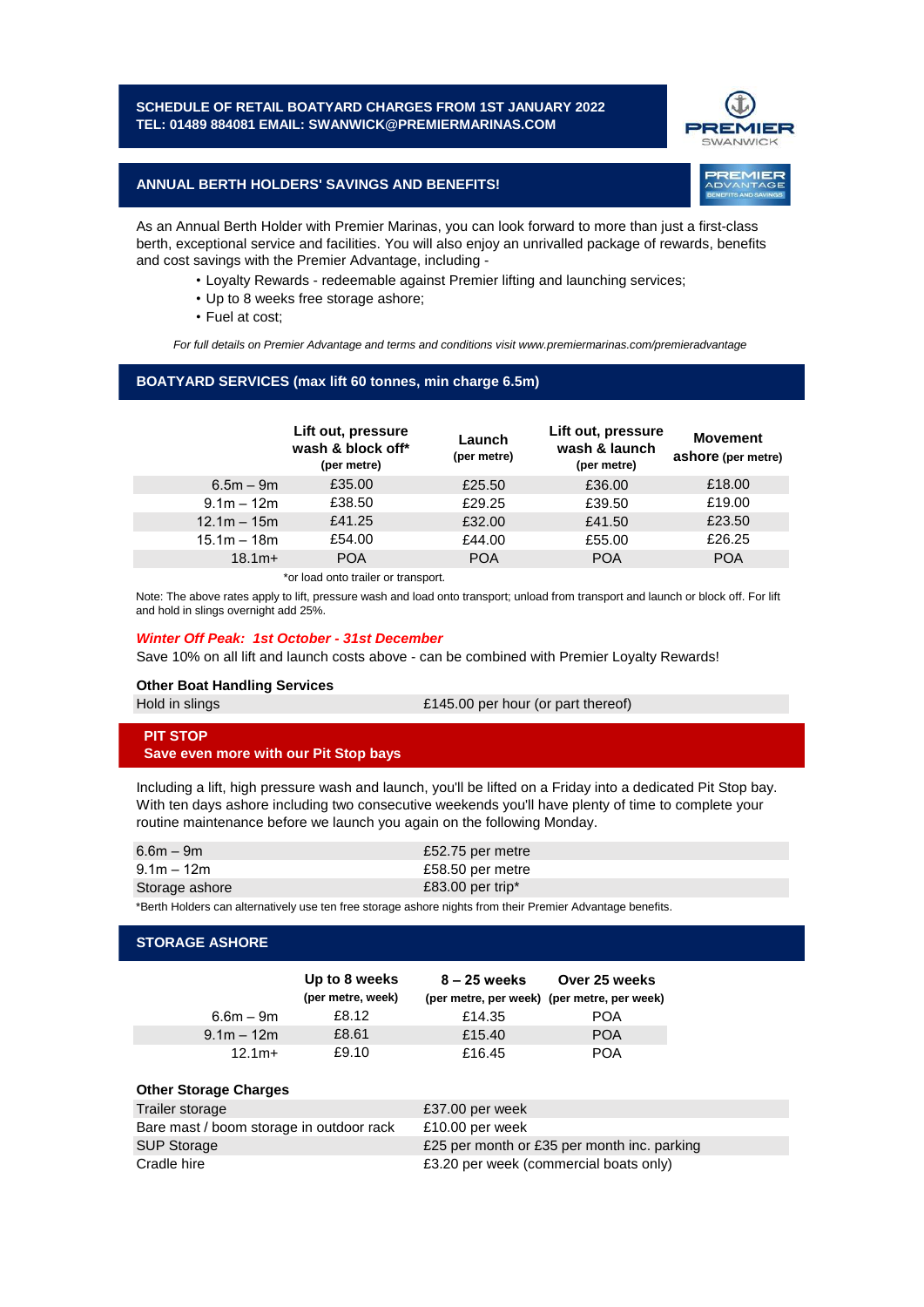## SCHEDULE OF RETAIL BOATYARD CHARGES FROM 1ST JANUARY 2022

**TEL: 01489 884081 EMAIL: SWANWICK@PREMIERMARINAS.COM**

## ANNUAL BERTH HOLDERS' SAVINGS AND BENEFITS!

As an Annual Berth Holder with Premier Marinas, you can look forward to more than just a first-class berth, exceptional service and facilities. You will also enjoy an unrivalled package of rewards, benefits and cost savings with the Premier Advantage, including -

- Loyalty Rewards - redeemable against Premier lifting and launching services;
- Up to 8 weeks free storage ashore;
- Fuel at cost;

*For full details on Premier Advantage and terms and conditions visit www.premiermarinas.com/premieradvantage*

## BOATYARD SERVICES (max lift 60 tonnes, min charge 6.5m)

| | Lift out, pressure wash & block off* (per metre) | Launch (per metre) | Lift out, pressure wash & launch (per metre) | Movement ashore (per metre) |
|---|---|---|---|---|
| 6.5m – 9m | £35.00 | £25.50 | £36.00 | £18.00 |
| 9.1m – 12m | £38.50 | £29.25 | £39.50 | £19.00 |
| 12.1m – 15m | £41.25 | £32.00 | £41.50 | £23.50 |
| 15.1m – 18m | £54.00 | £44.00 | £55.00 | £26.25 |
| 18.1m+ | POA | POA | POA | POA |

*or load onto trailer or transport.

Note: The above rates apply to lift, pressure wash and load onto transport; unload from transport and launch or block off. For lift and hold in slings overnight add 25%.

***Winter Off Peak: 1st October - 31st December***

Save 10% on all lift and launch costs above - can be combined with Premier Loyalty Rewards!

**Other Boat Handling Services**

| | |
|---|---|
| Hold in slings | £145.00 per hour (or part thereof) |

## PIT STOP

**Save even more with our Pit Stop bays**

Including a lift, high pressure wash and launch, you'll be lifted on a Friday into a dedicated Pit Stop bay. With ten days ashore including two consecutive weekends you'll have plenty of time to complete your routine maintenance before we launch you again on the following Monday.

| | |
|---|---|
| 6.6m – 9m | £52.75 per metre |
| 9.1m – 12m | £58.50 per metre |
| Storage ashore | £83.00 per trip* |

*Berth Holders can alternatively use ten free storage ashore nights from their Premier Advantage benefits.

## STORAGE ASHORE

| | Up to 8 weeks (per metre, week) | 8 – 25 weeks (per metre, per week) | Over 25 weeks (per metre, per week) |
|---|---|---|---|
| 6.6m – 9m | £8.12 | £14.35 | POA |
| 9.1m – 12m | £8.61 | £15.40 | POA |
| 12.1m+ | £9.10 | £16.45 | POA |

**Other Storage Charges**

| | |
|---|---|
| Trailer storage | £37.00 per week |
| Bare mast / boom storage in outdoor rack | £10.00 per week |
| SUP Storage | £25 per month or £35 per month inc. parking |
| Cradle hire | £3.20 per week (commercial boats only) |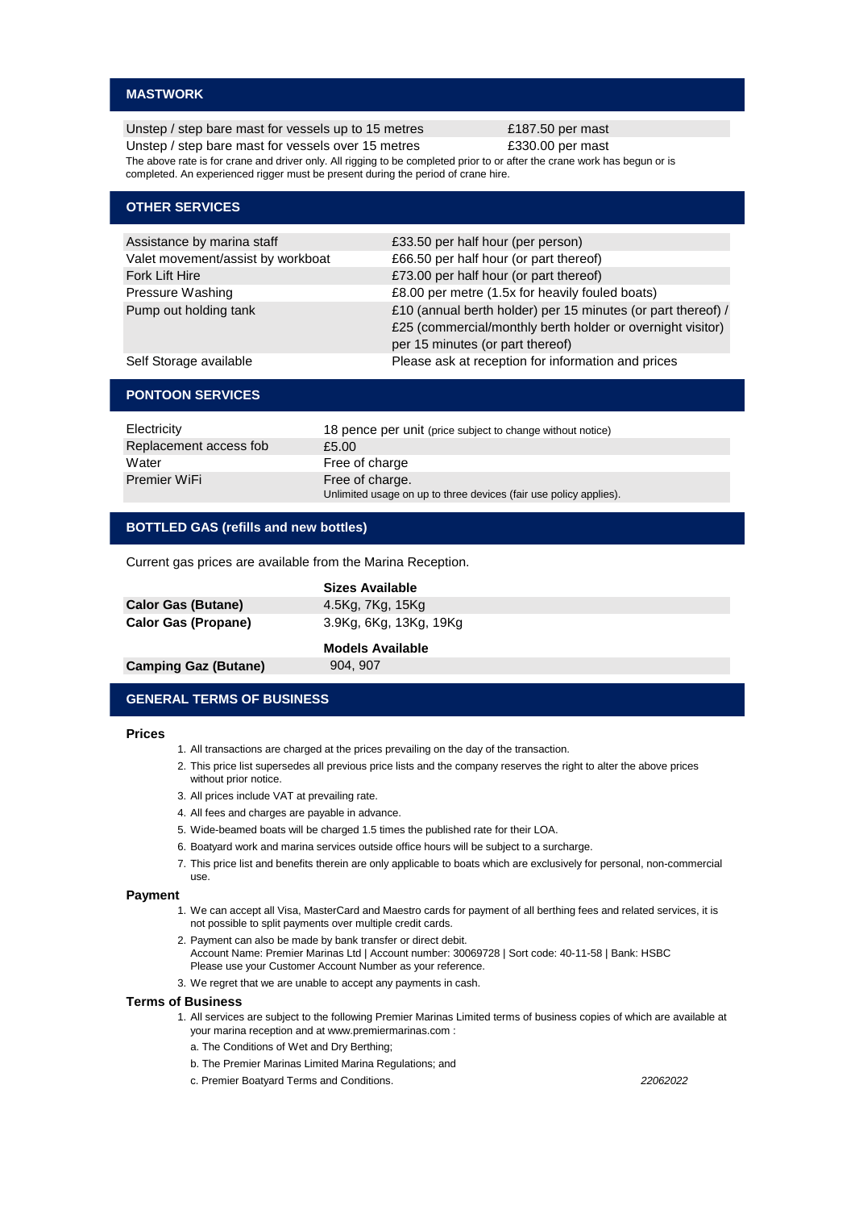## MASTWORK

| | |
|---|---|
| Unstep / step bare mast for vessels up to 15 metres | £187.50 per mast |
| Unstep / step bare mast for vessels over 15 metres | £330.00 per mast |

The above rate is for crane and driver only. All rigging to be completed prior to or after the crane work has begun or is completed. An experienced rigger must be present during the period of crane hire.

## OTHER SERVICES

| | |
|---|---|
| Assistance by marina staff | £33.50 per half hour (per person) |
| Valet movement/assist by workboat | £66.50 per half hour (or part thereof) |
| Fork Lift Hire | £73.00 per half hour (or part thereof) |
| Pressure Washing | £8.00 per metre (1.5x for heavily fouled boats) |
| Pump out holding tank | £10 (annual berth holder) per 15 minutes (or part thereof) / £25 (commercial/monthly berth holder or overnight visitor) per 15 minutes (or part thereof) |
| Self Storage available | Please ask at reception for information and prices |

## PONTOON SERVICES

| | |
|---|---|
| Electricity | 18 pence per unit (price subject to change without notice) |
| Replacement access fob | £5.00 |
| Water | Free of charge |
| Premier WiFi | Free of charge. Unlimited usage on up to three devices (fair use policy applies). |

## BOTTLED GAS (refills and new bottles)

Current gas prices are available from the Marina Reception.

| | **Sizes Available** |
|---|---|
| **Calor Gas (Butane)** | 4.5Kg, 7Kg, 15Kg |
| **Calor Gas (Propane)** | 3.9Kg, 6Kg, 13Kg, 19Kg |
| | **Models Available** |
| **Camping Gaz (Butane)** | 904, 907 |

## GENERAL TERMS OF BUSINESS

### Prices

1. All transactions are charged at the prices prevailing on the day of the transaction.
2. This price list supersedes all previous price lists and the company reserves the right to alter the above prices without prior notice.
3. All prices include VAT at prevailing rate.
4. All fees and charges are payable in advance.
5. Wide-beamed boats will be charged 1.5 times the published rate for their LOA.
6. Boatyard work and marina services outside office hours will be subject to a surcharge.
7. This price list and benefits therein are only applicable to boats which are exclusively for personal, non-commercial use.

### Payment

1. We can accept all Visa, MasterCard and Maestro cards for payment of all berthing fees and related services, it is not possible to split payments over multiple credit cards.
2. Payment can also be made by bank transfer or direct debit.
   Account Name: Premier Marinas Ltd | Account number: 30069728 | Sort code: 40-11-58 | Bank: HSBC
   Please use your Customer Account Number as your reference.
3. We regret that we are unable to accept any payments in cash.

### Terms of Business

1. All services are subject to the following Premier Marinas Limited terms of business copies of which are available at your marina reception and at www.premiermarinas.com :
   a. The Conditions of Wet and Dry Berthing;
   b. The Premier Marinas Limited Marina Regulations; and
   c. Premier Boatyard Terms and Conditions.

*22062022*